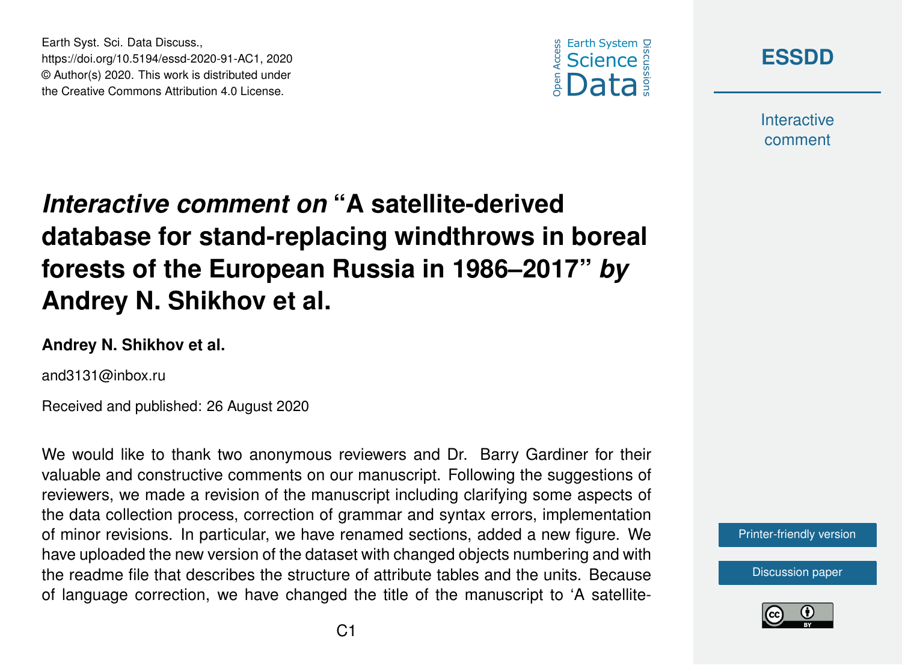# *Interactive comment on* "A satellite-derived database for stand-replacing windthrows in boreal forests of the European Russia in 1986–2017" *by* Andrey N. Shikhov et al.

**Andrey N. Shikhov et al.**

and3131@inbox.ru

Received and published: 26 August 2020

We would like to thank two anonymous reviewers and Dr. Barry Gardiner for their valuable and constructive comments on our manuscript. Following the suggestions of reviewers, we made a revision of the manuscript including clarifying some aspects of the data collection process, correction of grammar and syntax errors, implementation of minor revisions. In particular, we have renamed sections, added a new figure. We have uploaded the new version of the dataset with changed objects numbering and with the readme file that describes the structure of attribute tables and the units. Because of language correction, we have changed the title of the manuscript to 'A satellite-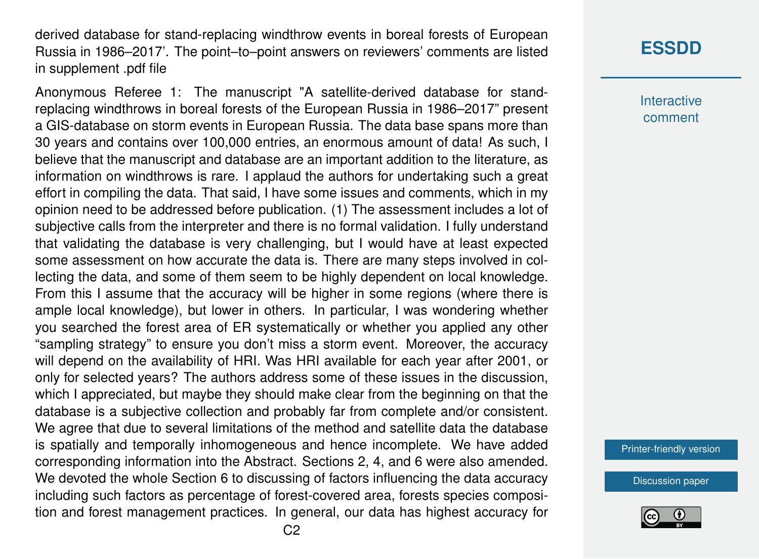derived database for stand-replacing windthrow events in boreal forests of European Russia in 1986–2017'. The point–to–point answers on reviewers' comments are listed in supplement .pdf file

Anonymous Referee 1: The manuscript "A satellite-derived database for stand-replacing windthrows in boreal forests of the European Russia in 1986–2017" present a GIS-database on storm events in European Russia. The data base spans more than 30 years and contains over 100,000 entries, an enormous amount of data! As such, I believe that the manuscript and database are an important addition to the literature, as information on windthrows is rare. I applaud the authors for undertaking such a great effort in compiling the data. That said, I have some issues and comments, which in my opinion need to be addressed before publication. (1) The assessment includes a lot of subjective calls from the interpreter and there is no formal validation. I fully understand that validating the database is very challenging, but I would have at least expected some assessment on how accurate the data is. There are many steps involved in collecting the data, and some of them seem to be highly dependent on local knowledge. From this I assume that the accuracy will be higher in some regions (where there is ample local knowledge), but lower in others. In particular, I was wondering whether you searched the forest area of ER systematically or whether you applied any other "sampling strategy" to ensure you don't miss a storm event. Moreover, the accuracy will depend on the availability of HRI. Was HRI available for each year after 2001, or only for selected years? The authors address some of these issues in the discussion, which I appreciated, but maybe they should make clear from the beginning on that the database is a subjective collection and probably far from complete and/or consistent. We agree that due to several limitations of the method and satellite data the database is spatially and temporally inhomogeneous and hence incomplete. We have added corresponding information into the Abstract. Sections 2, 4, and 6 were also amended. We devoted the whole Section 6 to discussing of factors influencing the data accuracy including such factors as percentage of forest-covered area, forests species composition and forest management practices. In general, our data has highest accuracy for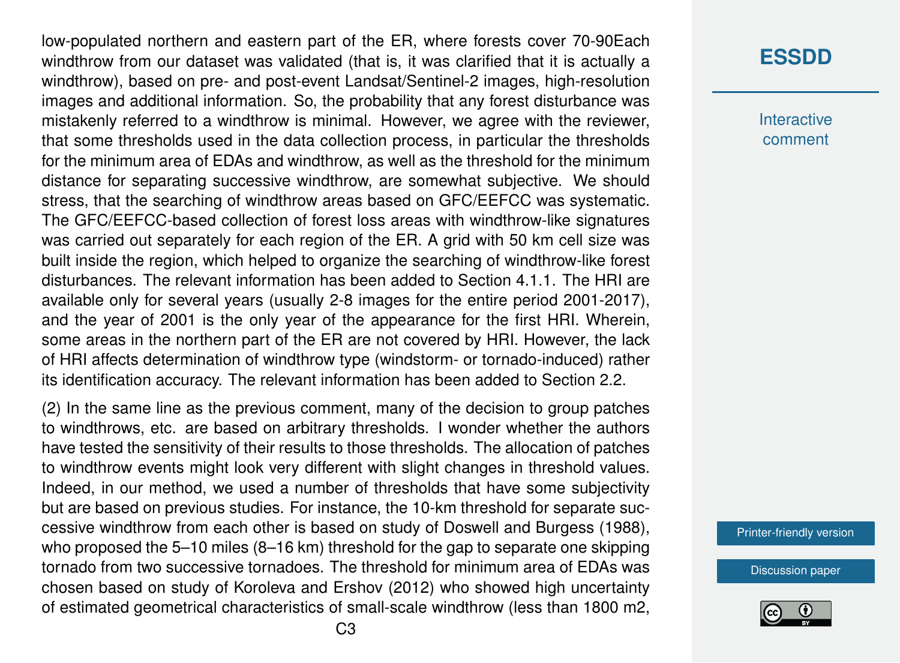low-populated northern and eastern part of the ER, where forests cover 70-90Each windthrow from our dataset was validated (that is, it was clarified that it is actually a windthrow), based on pre- and post-event Landsat/Sentinel-2 images, high-resolution images and additional information. So, the probability that any forest disturbance was mistakenly referred to a windthrow is minimal. However, we agree with the reviewer, that some thresholds used in the data collection process, in particular the thresholds for the minimum area of EDAs and windthrow, as well as the threshold for the minimum distance for separating successive windthrow, are somewhat subjective. We should stress, that the searching of windthrow areas based on GFC/EEFCC was systematic. The GFC/EEFCC-based collection of forest loss areas with windthrow-like signatures was carried out separately for each region of the ER. A grid with 50 km cell size was built inside the region, which helped to organize the searching of windthrow-like forest disturbances. The relevant information has been added to Section 4.1.1. The HRI are available only for several years (usually 2-8 images for the entire period 2001-2017), and the year of 2001 is the only year of the appearance for the first HRI. Wherein, some areas in the northern part of the ER are not covered by HRI. However, the lack of HRI affects determination of windthrow type (windstorm- or tornado-induced) rather its identification accuracy. The relevant information has been added to Section 2.2.

(2) In the same line as the previous comment, many of the decision to group patches to windthrows, etc. are based on arbitrary thresholds. I wonder whether the authors have tested the sensitivity of their results to those thresholds. The allocation of patches to windthrow events might look very different with slight changes in threshold values. Indeed, in our method, we used a number of thresholds that have some subjectivity but are based on previous studies. For instance, the 10-km threshold for separate successive windthrow from each other is based on study of Doswell and Burgess (1988), who proposed the 5–10 miles (8–16 km) threshold for the gap to separate one skipping tornado from two successive tornadoes. The threshold for minimum area of EDAs was chosen based on study of Koroleva and Ershov (2012) who showed high uncertainty of estimated geometrical characteristics of small-scale windthrow (less than 1800 m2,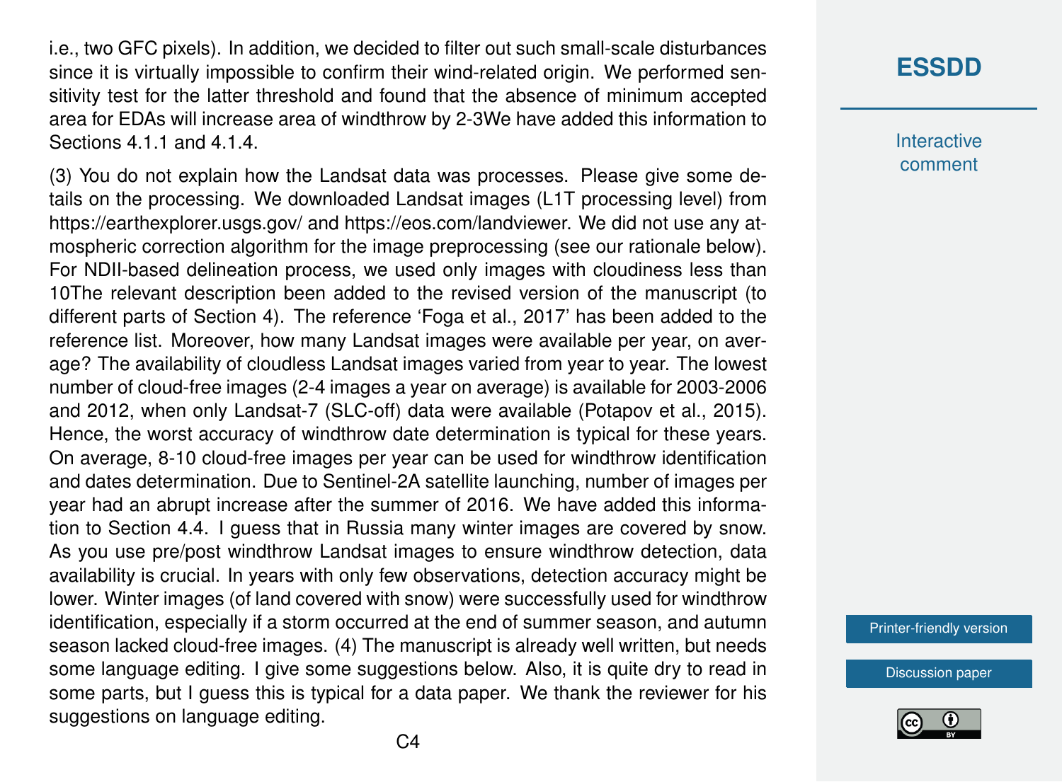i.e., two GFC pixels). In addition, we decided to filter out such small-scale disturbances since it is virtually impossible to confirm their wind-related origin. We performed sensitivity test for the latter threshold and found that the absence of minimum accepted area for EDAs will increase area of windthrow by 2-3We have added this information to Sections 4.1.1 and 4.1.4.

(3) You do not explain how the Landsat data was processes. Please give some details on the processing. We downloaded Landsat images (L1T processing level) from https://earthexplorer.usgs.gov/ and https://eos.com/landviewer. We did not use any atmospheric correction algorithm for the image preprocessing (see our rationale below). For NDII-based delineation process, we used only images with cloudiness less than 10The relevant description been added to the revised version of the manuscript (to different parts of Section 4). The reference 'Foga et al., 2017' has been added to the reference list. Moreover, how many Landsat images were available per year, on average? The availability of cloudless Landsat images varied from year to year. The lowest number of cloud-free images (2-4 images a year on average) is available for 2003-2006 and 2012, when only Landsat-7 (SLC-off) data were available (Potapov et al., 2015). Hence, the worst accuracy of windthrow date determination is typical for these years. On average, 8-10 cloud-free images per year can be used for windthrow identification and dates determination. Due to Sentinel-2A satellite launching, number of images per year had an abrupt increase after the summer of 2016. We have added this information to Section 4.4. I guess that in Russia many winter images are covered by snow. As you use pre/post windthrow Landsat images to ensure windthrow detection, data availability is crucial. In years with only few observations, detection accuracy might be lower. Winter images (of land covered with snow) were successfully used for windthrow identification, especially if a storm occurred at the end of summer season, and autumn season lacked cloud-free images. (4) The manuscript is already well written, but needs some language editing. I give some suggestions below. Also, it is quite dry to read in some parts, but I guess this is typical for a data paper. We thank the reviewer for his suggestions on language editing.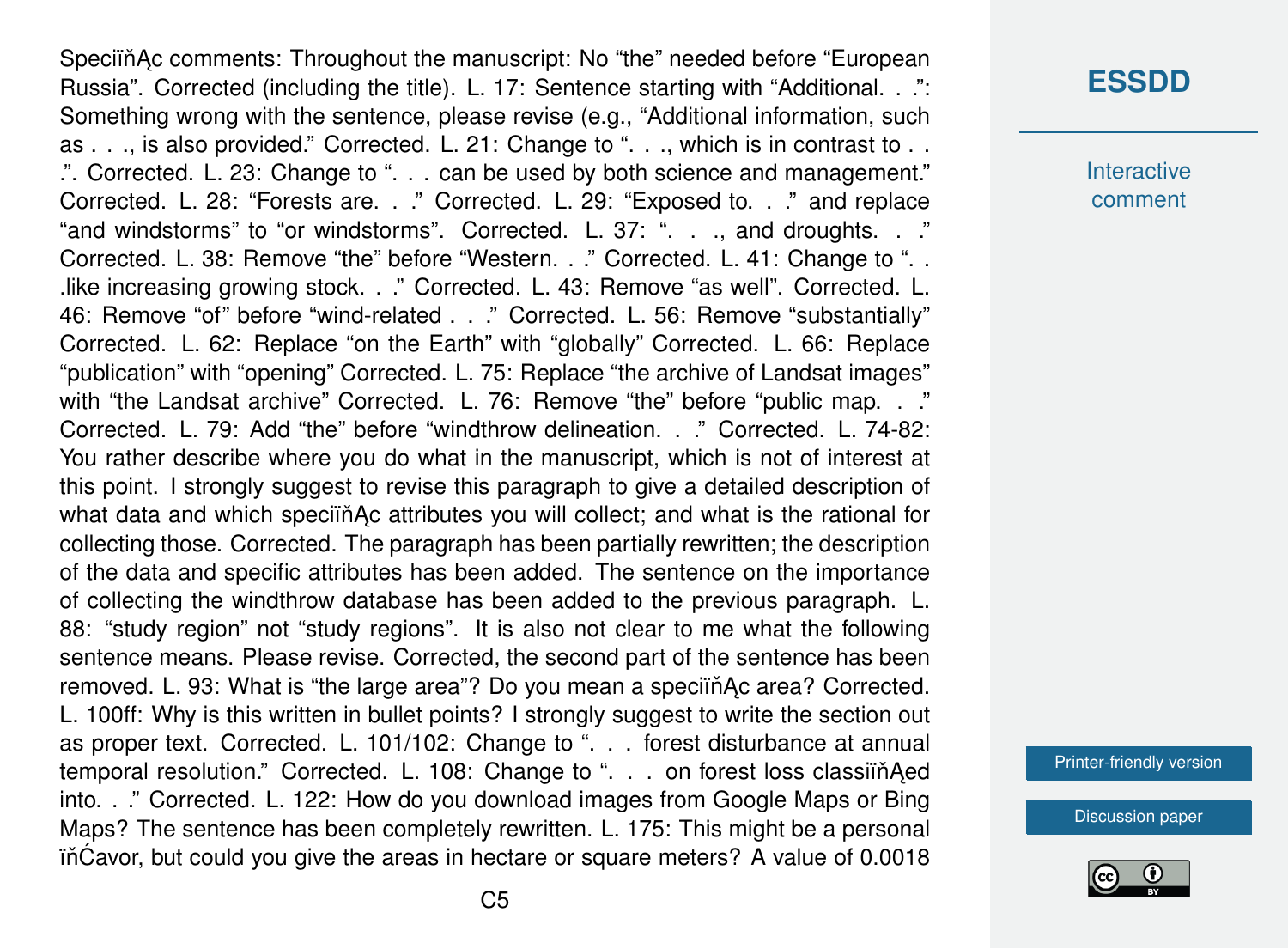Speciﬁc comments: Throughout the manuscript: No “the” needed before “European Russia”. Corrected (including the title). L. 17: Sentence starting with “Additional. . .”: Something wrong with the sentence, please revise (e.g., “Additional information, such as . . ., is also provided.” Corrected. L. 21: Change to “. . ., which is in contrast to . . .”. Corrected. L. 23: Change to “. . . can be used by both science and management.” Corrected. L. 28: “Forests are. . .” Corrected. L. 29: “Exposed to. . .” and replace “and windstorms” to “or windstorms”. Corrected. L. 37: “. . ., and droughts. . .” Corrected. L. 38: Remove “the” before “Western. . .” Corrected. L. 41: Change to “. . .like increasing growing stock. . .” Corrected. L. 43: Remove “as well”. Corrected. L. 46: Remove “of” before “wind-related . . .” Corrected. L. 56: Remove “substantially” Corrected. L. 62: Replace “on the Earth” with “globally” Corrected. L. 66: Replace “publication” with “opening” Corrected. L. 75: Replace “the archive of Landsat images” with “the Landsat archive” Corrected. L. 76: Remove “the” before “public map. . .” Corrected. L. 79: Add “the” before “windthrow delineation. . .” Corrected. L. 74-82: You rather describe where you do what in the manuscript, which is not of interest at this point. I strongly suggest to revise this paragraph to give a detailed description of what data and which speciﬁc attributes you will collect; and what is the rational for collecting those. Corrected. The paragraph has been partially rewritten; the description of the data and specific attributes has been added. The sentence on the importance of collecting the windthrow database has been added to the previous paragraph. L. 88: “study region” not “study regions”. It is also not clear to me what the following sentence means. Please revise. Corrected, the second part of the sentence has been removed. L. 93: What is “the large area”? Do you mean a speciﬁc area? Corrected. L. 100ff: Why is this written in bullet points? I strongly suggest to write the section out as proper text. Corrected. L. 101/102: Change to “. . . forest disturbance at annual temporal resolution.” Corrected. L. 108: Change to “. . . on forest loss classiﬁed into. . .” Corrected. L. 122: How do you download images from Google Maps or Bing Maps? The sentence has been completely rewritten. L. 175: This might be a personal ﬂavor, but could you give the areas in hectare or square meters? A value of 0.0018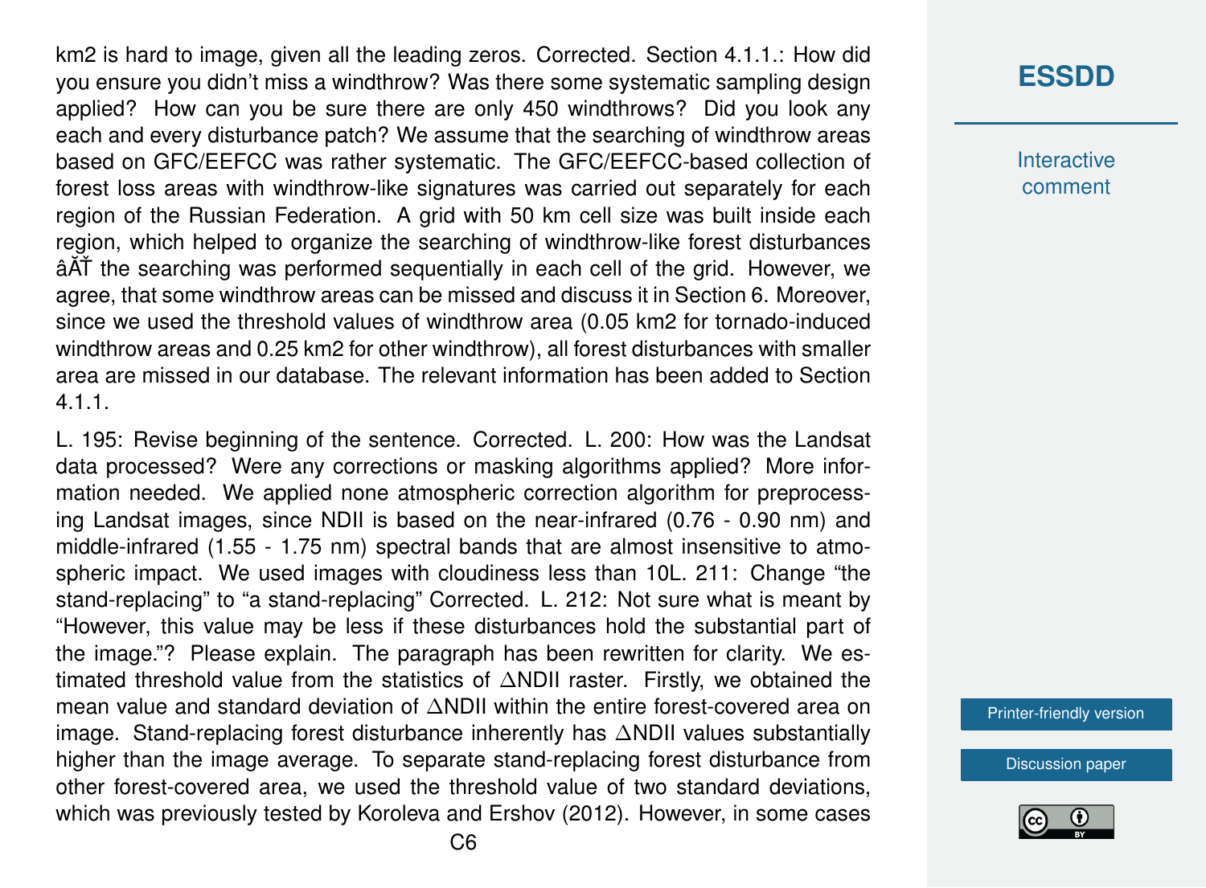km2 is hard to image, given all the leading zeros. Corrected. Section 4.1.1.: How did you ensure you didn't miss a windthrow? Was there some systematic sampling design applied? How can you be sure there are only 450 windthrows? Did you look any each and every disturbance patch? We assume that the searching of windthrow areas based on GFC/EEFCC was rather systematic. The GFC/EEFCC-based collection of forest loss areas with windthrow-like signatures was carried out separately for each region of the Russian Federation. A grid with 50 km cell size was built inside each region, which helped to organize the searching of windthrow-like forest disturbances âĂŤ the searching was performed sequentially in each cell of the grid. However, we agree, that some windthrow areas can be missed and discuss it in Section 6. Moreover, since we used the threshold values of windthrow area (0.05 km2 for tornado-induced windthrow areas and 0.25 km2 for other windthrow), all forest disturbances with smaller area are missed in our database. The relevant information has been added to Section 4.1.1.

L. 195: Revise beginning of the sentence. Corrected. L. 200: How was the Landsat data processed? Were any corrections or masking algorithms applied? More information needed. We applied none atmospheric correction algorithm for preprocessing Landsat images, since NDII is based on the near-infrared (0.76 - 0.90 nm) and middle-infrared (1.55 - 1.75 nm) spectral bands that are almost insensitive to atmospheric impact. We used images with cloudiness less than 10L. 211: Change "the stand-replacing" to "a stand-replacing" Corrected. L. 212: Not sure what is meant by "However, this value may be less if these disturbances hold the substantial part of the image."? Please explain. The paragraph has been rewritten for clarity. We estimated threshold value from the statistics of ∆NDII raster. Firstly, we obtained the mean value and standard deviation of ∆NDII within the entire forest-covered area on image. Stand-replacing forest disturbance inherently has ∆NDII values substantially higher than the image average. To separate stand-replacing forest disturbance from other forest-covered area, we used the threshold value of two standard deviations, which was previously tested by Koroleva and Ershov (2012). However, in some cases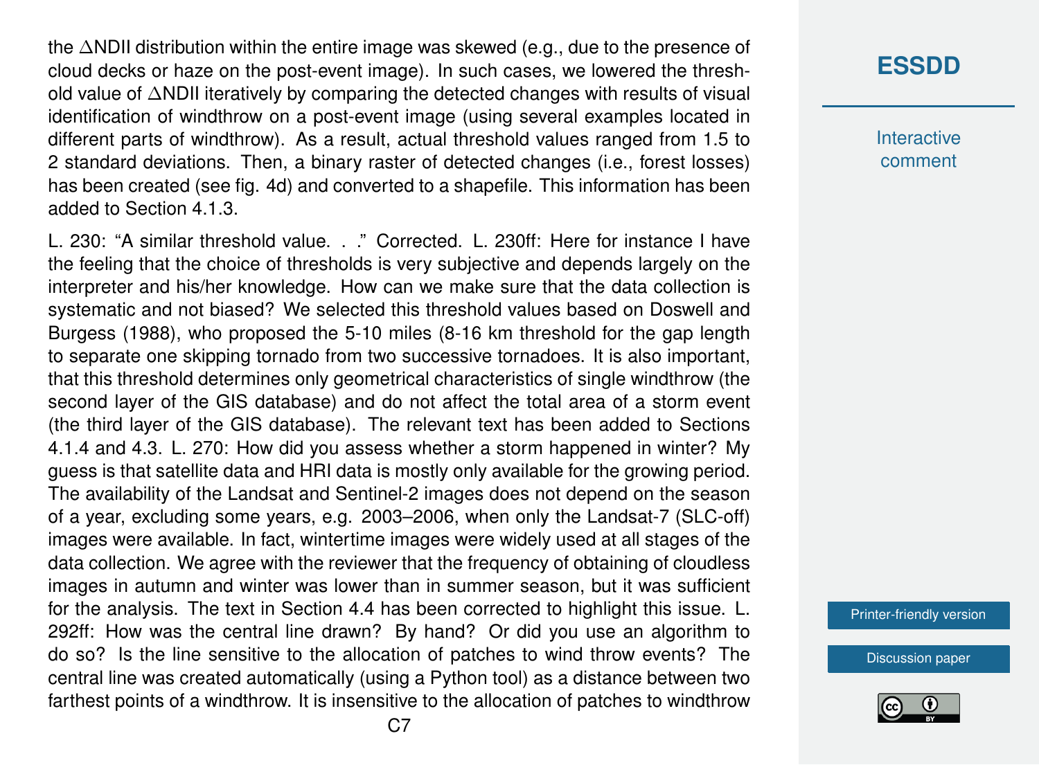the ∆NDII distribution within the entire image was skewed (e.g., due to the presence of cloud decks or haze on the post-event image). In such cases, we lowered the threshold value of ∆NDII iteratively by comparing the detected changes with results of visual identification of windthrow on a post-event image (using several examples located in different parts of windthrow). As a result, actual threshold values ranged from 1.5 to 2 standard deviations. Then, a binary raster of detected changes (i.e., forest losses) has been created (see fig. 4d) and converted to a shapefile. This information has been added to Section 4.1.3.

L. 230: "A similar threshold value. . ." Corrected. L. 230ff: Here for instance I have the feeling that the choice of thresholds is very subjective and depends largely on the interpreter and his/her knowledge. How can we make sure that the data collection is systematic and not biased? We selected this threshold values based on Doswell and Burgess (1988), who proposed the 5-10 miles (8-16 km threshold for the gap length to separate one skipping tornado from two successive tornadoes. It is also important, that this threshold determines only geometrical characteristics of single windthrow (the second layer of the GIS database) and do not affect the total area of a storm event (the third layer of the GIS database). The relevant text has been added to Sections 4.1.4 and 4.3. L. 270: How did you assess whether a storm happened in winter? My guess is that satellite data and HRI data is mostly only available for the growing period. The availability of the Landsat and Sentinel-2 images does not depend on the season of a year, excluding some years, e.g. 2003–2006, when only the Landsat-7 (SLC-off) images were available. In fact, wintertime images were widely used at all stages of the data collection. We agree with the reviewer that the frequency of obtaining of cloudless images in autumn and winter was lower than in summer season, but it was sufficient for the analysis. The text in Section 4.4 has been corrected to highlight this issue. L. 292ff: How was the central line drawn? By hand? Or did you use an algorithm to do so? Is the line sensitive to the allocation of patches to wind throw events? The central line was created automatically (using a Python tool) as a distance between two farthest points of a windthrow. It is insensitive to the allocation of patches to windthrow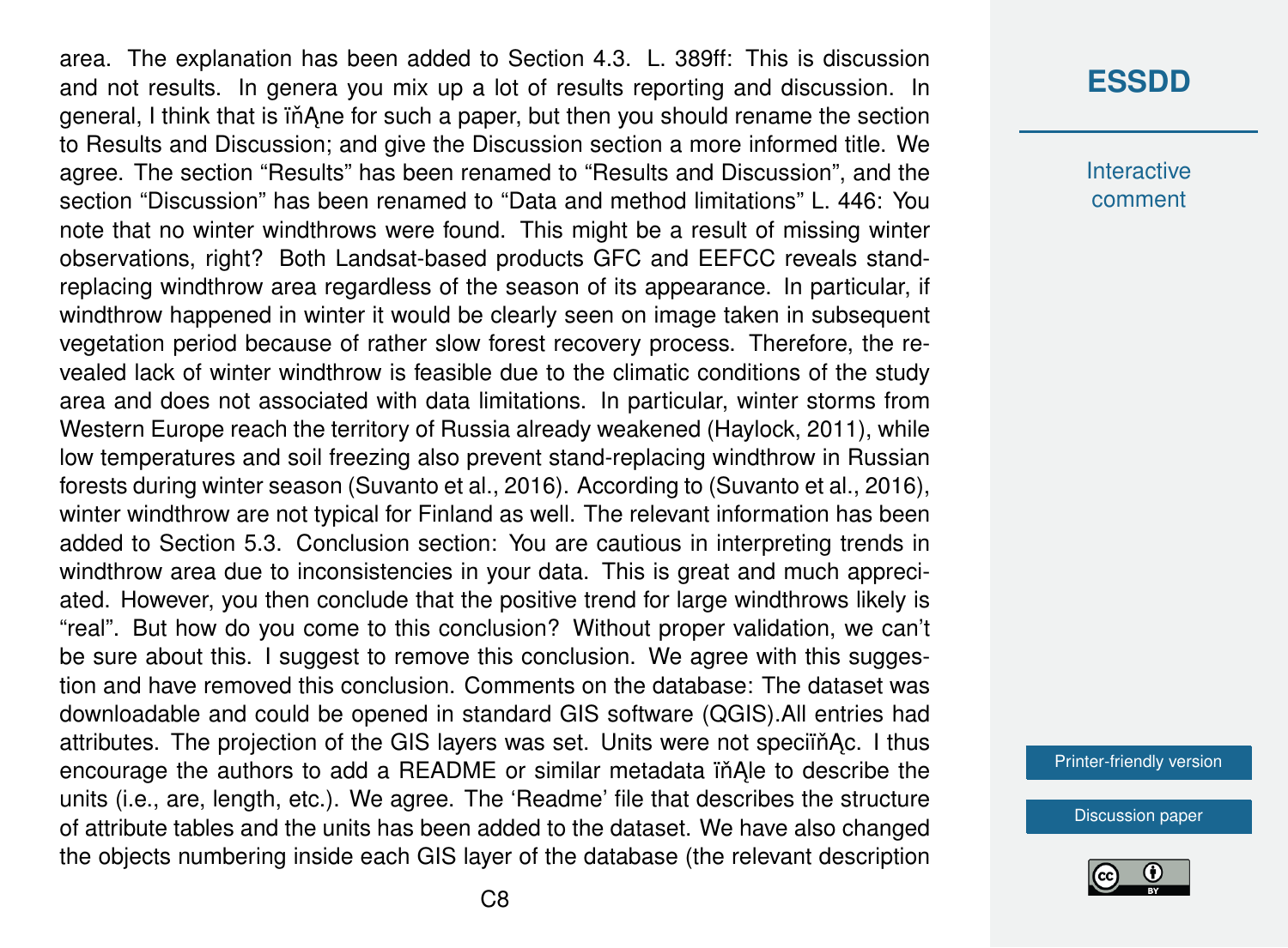area. The explanation has been added to Section 4.3. L. 389ff: This is discussion and not results. In genera you mix up a lot of results reporting and discussion. In general, I think that is ïňAne for such a paper, but then you should rename the section to Results and Discussion; and give the Discussion section a more informed title. We agree. The section "Results" has been renamed to "Results and Discussion", and the section "Discussion" has been renamed to "Data and method limitations" L. 446: You note that no winter windthrows were found. This might be a result of missing winter observations, right? Both Landsat-based products GFC and EEFCC reveals stand-replacing windthrow area regardless of the season of its appearance. In particular, if windthrow happened in winter it would be clearly seen on image taken in subsequent vegetation period because of rather slow forest recovery process. Therefore, the revealed lack of winter windthrow is feasible due to the climatic conditions of the study area and does not associated with data limitations. In particular, winter storms from Western Europe reach the territory of Russia already weakened (Haylock, 2011), while low temperatures and soil freezing also prevent stand-replacing windthrow in Russian forests during winter season (Suvanto et al., 2016). According to (Suvanto et al., 2016), winter windthrow are not typical for Finland as well. The relevant information has been added to Section 5.3. Conclusion section: You are cautious in interpreting trends in windthrow area due to inconsistencies in your data. This is great and much appreciated. However, you then conclude that the positive trend for large windthrows likely is "real". But how do you come to this conclusion? Without proper validation, we can't be sure about this. I suggest to remove this conclusion. We agree with this suggestion and have removed this conclusion. Comments on the database: The dataset was downloadable and could be opened in standard GIS software (QGIS).All entries had attributes. The projection of the GIS layers was set. Units were not speciïňAc. I thus encourage the authors to add a README or similar metadata ïňAle to describe the units (i.e., are, length, etc.). We agree. The 'Readme' file that describes the structure of attribute tables and the units has been added to the dataset. We have also changed the objects numbering inside each GIS layer of the database (the relevant description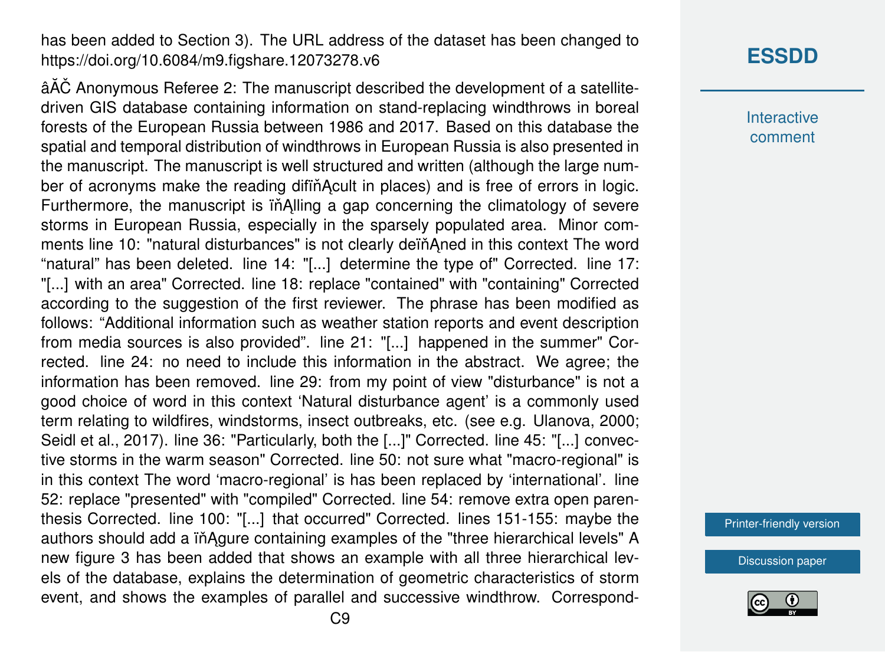has been added to Section 3). The URL address of the dataset has been changed to https://doi.org/10.6084/m9.figshare.12073278.v6

âĂČ Anonymous Referee 2: The manuscript described the development of a satellite-driven GIS database containing information on stand-replacing windthrows in boreal forests of the European Russia between 1986 and 2017. Based on this database the spatial and temporal distribution of windthrows in European Russia is also presented in the manuscript. The manuscript is well structured and written (although the large number of acronyms make the reading difïňĄcult in places) and is free of errors in logic. Furthermore, the manuscript is ïňĄlling a gap concerning the climatology of severe storms in European Russia, especially in the sparsely populated area. Minor comments line 10: "natural disturbances" is not clearly deïňĄned in this context The word "natural" has been deleted. line 14: "[...] determine the type of" Corrected. line 17: "[...] with an area" Corrected. line 18: replace "contained" with "containing" Corrected according to the suggestion of the first reviewer. The phrase has been modified as follows: "Additional information such as weather station reports and event description from media sources is also provided". line 21: "[...] happened in the summer" Corrected. line 24: no need to include this information in the abstract. We agree; the information has been removed. line 29: from my point of view "disturbance" is not a good choice of word in this context 'Natural disturbance agent' is a commonly used term relating to wildfires, windstorms, insect outbreaks, etc. (see e.g. Ulanova, 2000; Seidl et al., 2017). line 36: "Particularly, both the [...]" Corrected. line 45: "[...] convective storms in the warm season" Corrected. line 50: not sure what "macro-regional" is in this context The word 'macro-regional' is has been replaced by 'international'. line 52: replace "presented" with "compiled" Corrected. line 54: remove extra open parenthesis Corrected. line 100: "[...] that occurred" Corrected. lines 151-155: maybe the authors should add a ïňĄgure containing examples of the "three hierarchical levels" A new figure 3 has been added that shows an example with all three hierarchical levels of the database, explains the determination of geometric characteristics of storm event, and shows the examples of parallel and successive windthrow. Correspond-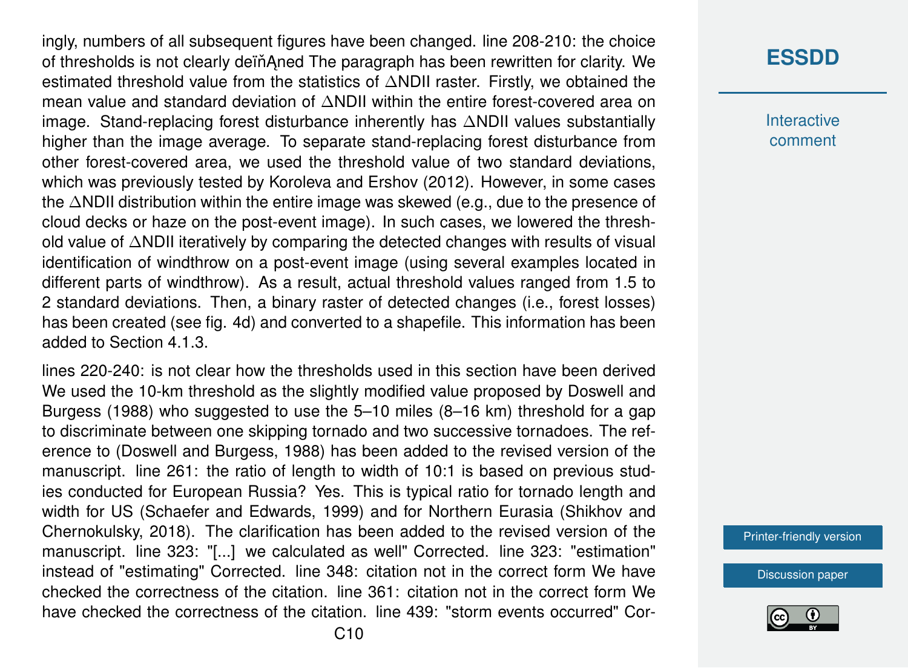ingly, numbers of all subsequent figures have been changed. line 208-210: the choice of thresholds is not clearly deïňĄned The paragraph has been rewritten for clarity. We estimated threshold value from the statistics of $\Delta$NDII raster. Firstly, we obtained the mean value and standard deviation of $\Delta$NDII within the entire forest-covered area on image. Stand-replacing forest disturbance inherently has $\Delta$NDII values substantially higher than the image average. To separate stand-replacing forest disturbance from other forest-covered area, we used the threshold value of two standard deviations, which was previously tested by Koroleva and Ershov (2012). However, in some cases the $\Delta$NDII distribution within the entire image was skewed (e.g., due to the presence of cloud decks or haze on the post-event image). In such cases, we lowered the threshold value of $\Delta$NDII iteratively by comparing the detected changes with results of visual identification of windthrow on a post-event image (using several examples located in different parts of windthrow). As a result, actual threshold values ranged from 1.5 to 2 standard deviations. Then, a binary raster of detected changes (i.e., forest losses) has been created (see fig. 4d) and converted to a shapefile. This information has been added to Section 4.1.3.

lines 220-240: is not clear how the thresholds used in this section have been derived We used the 10-km threshold as the slightly modified value proposed by Doswell and Burgess (1988) who suggested to use the 5–10 miles (8–16 km) threshold for a gap to discriminate between one skipping tornado and two successive tornadoes. The reference to (Doswell and Burgess, 1988) has been added to the revised version of the manuscript. line 261: the ratio of length to width of 10:1 is based on previous studies conducted for European Russia? Yes. This is typical ratio for tornado length and width for US (Schaefer and Edwards, 1999) and for Northern Eurasia (Shikhov and Chernokulsky, 2018). The clarification has been added to the revised version of the manuscript. line 323: "[...] we calculated as well" Corrected. line 323: "estimation" instead of "estimating" Corrected. line 348: citation not in the correct form We have checked the correctness of the citation. line 361: citation not in the correct form We have checked the correctness of the citation. line 439: "storm events occurred" Cor-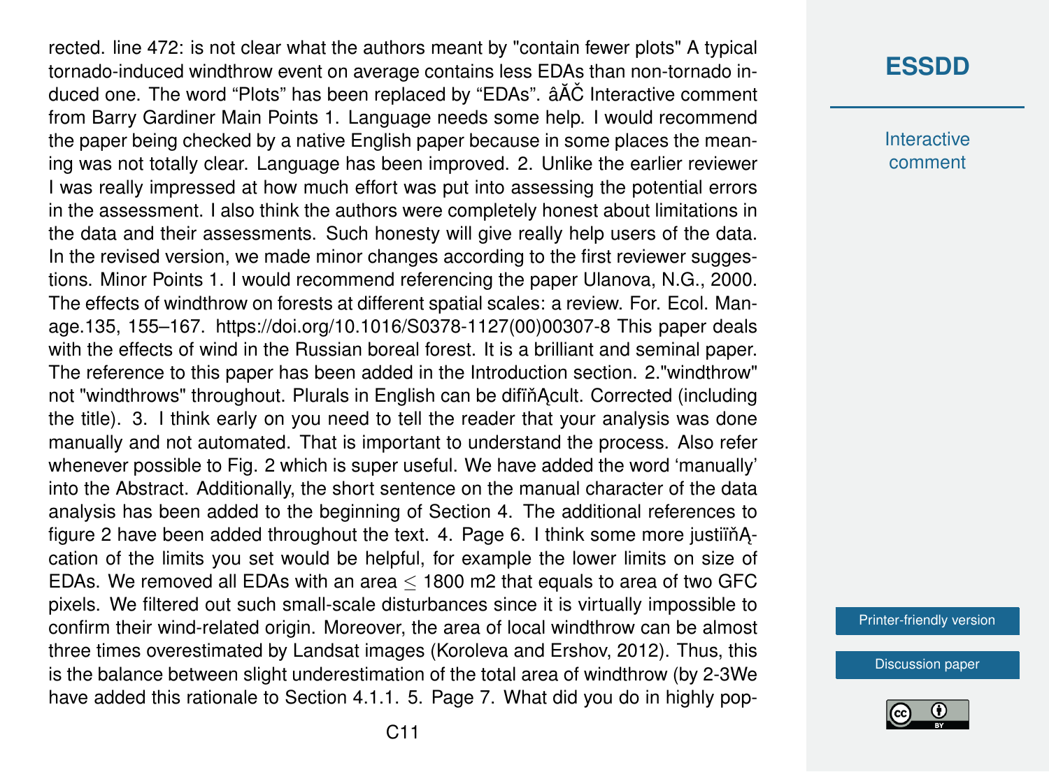rected. line 472: is not clear what the authors meant by "contain fewer plots" A typical tornado-induced windthrow event on average contains less EDAs than non-tornado induced one. The word “Plots” has been replaced by “EDAs”. âĂČ Interactive comment from Barry Gardiner Main Points 1. Language needs some help. I would recommend the paper being checked by a native English paper because in some places the meaning was not totally clear. Language has been improved. 2. Unlike the earlier reviewer I was really impressed at how much effort was put into assessing the potential errors in the assessment. I also think the authors were completely honest about limitations in the data and their assessments. Such honesty will give really help users of the data. In the revised version, we made minor changes according to the first reviewer suggestions. Minor Points 1. I would recommend referencing the paper Ulanova, N.G., 2000. The effects of windthrow on forests at different spatial scales: a review. For. Ecol. Manage.135, 155–167. https://doi.org/10.1016/S0378-1127(00)00307-8 This paper deals with the effects of wind in the Russian boreal forest. It is a brilliant and seminal paper. The reference to this paper has been added in the Introduction section. 2."windthrow" not "windthrows" throughout. Plurals in English can be difïňĄcult. Corrected (including the title). 3. I think early on you need to tell the reader that your analysis was done manually and not automated. That is important to understand the process. Also refer whenever possible to Fig. 2 which is super useful. We have added the word ‘manually’ into the Abstract. Additionally, the short sentence on the manual character of the data analysis has been added to the beginning of Section 4. The additional references to figure 2 have been added throughout the text. 4. Page 6. I think some more justiïňĄcation of the limits you set would be helpful, for example the lower limits on size of EDAs. We removed all EDAs with an area $\leq$ 1800 m2 that equals to area of two GFC pixels. We filtered out such small-scale disturbances since it is virtually impossible to confirm their wind-related origin. Moreover, the area of local windthrow can be almost three times overestimated by Landsat images (Koroleva and Ershov, 2012). Thus, this is the balance between slight underestimation of the total area of windthrow (by 2-3We have added this rationale to Section 4.1.1. 5. Page 7. What did you do in highly pop-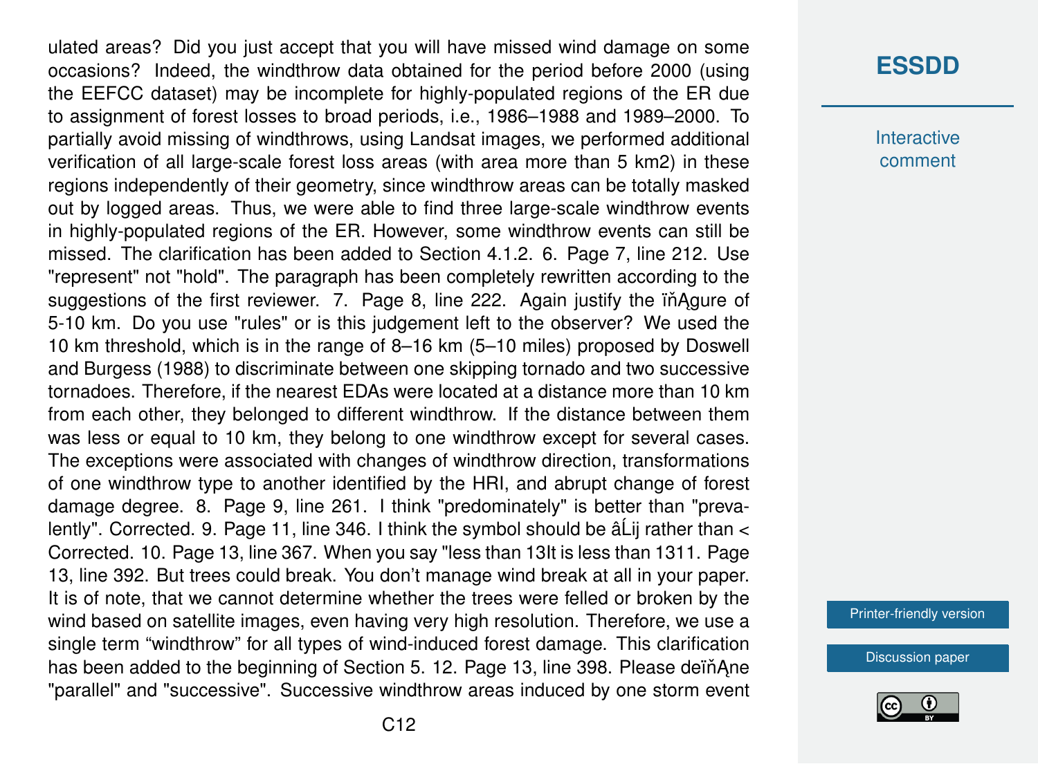ulated areas? Did you just accept that you will have missed wind damage on some occasions? Indeed, the windthrow data obtained for the period before 2000 (using the EEFCC dataset) may be incomplete for highly-populated regions of the ER due to assignment of forest losses to broad periods, i.e., 1986–1988 and 1989–2000. To partially avoid missing of windthrows, using Landsat images, we performed additional verification of all large-scale forest loss areas (with area more than 5 km2) in these regions independently of their geometry, since windthrow areas can be totally masked out by logged areas. Thus, we were able to find three large-scale windthrow events in highly-populated regions of the ER. However, some windthrow events can still be missed. The clarification has been added to Section 4.1.2. 6. Page 7, line 212. Use "represent" not "hold". The paragraph has been completely rewritten according to the suggestions of the first reviewer. 7. Page 8, line 222. Again justify the ïňĄgure of 5-10 km. Do you use "rules" or is this judgement left to the observer? We used the 10 km threshold, which is in the range of 8–16 km (5–10 miles) proposed by Doswell and Burgess (1988) to discriminate between one skipping tornado and two successive tornadoes. Therefore, if the nearest EDAs were located at a distance more than 10 km from each other, they belonged to different windthrow. If the distance between them was less or equal to 10 km, they belong to one windthrow except for several cases. The exceptions were associated with changes of windthrow direction, transformations of one windthrow type to another identified by the HRI, and abrupt change of forest damage degree. 8. Page 9, line 261. I think "predominately" is better than "prevalently". Corrected. 9. Page 11, line 346. I think the symbol should be âĹij rather than < Corrected. 10. Page 13, line 367. When you say "less than 13It is less than 1311. Page 13, line 392. But trees could break. You don't manage wind break at all in your paper. It is of note, that we cannot determine whether the trees were felled or broken by the wind based on satellite images, even having very high resolution. Therefore, we use a single term "windthrow" for all types of wind-induced forest damage. This clarification has been added to the beginning of Section 5. 12. Page 13, line 398. Please deïňĄne "parallel" and "successive". Successive windthrow areas induced by one storm event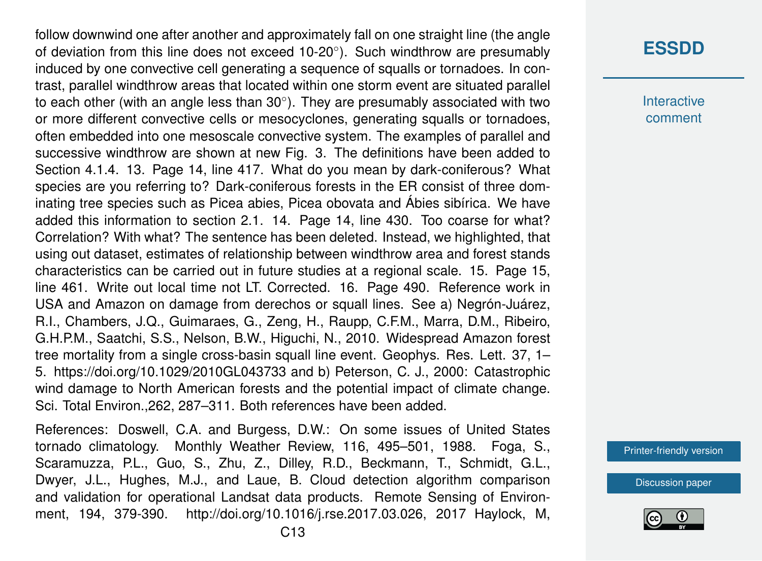follow downwind one after another and approximately fall on one straight line (the angle of deviation from this line does not exceed 10-20°). Such windthrow are presumably induced by one convective cell generating a sequence of squalls or tornadoes. In contrast, parallel windthrow areas that located within one storm event are situated parallel to each other (with an angle less than 30°). They are presumably associated with two or more different convective cells or mesocyclones, generating squalls or tornadoes, often embedded into one mesoscale convective system. The examples of parallel and successive windthrow are shown at new Fig. 3. The definitions have been added to Section 4.1.4. 13. Page 14, line 417. What do you mean by dark-coniferous? What species are you referring to? Dark-coniferous forests in the ER consist of three dominating tree species such as Picea abies, Picea obovata and Ábies sibírica. We have added this information to section 2.1. 14. Page 14, line 430. Too coarse for what? Correlation? With what? The sentence has been deleted. Instead, we highlighted, that using out dataset, estimates of relationship between windthrow area and forest stands characteristics can be carried out in future studies at a regional scale. 15. Page 15, line 461. Write out local time not LT. Corrected. 16. Page 490. Reference work in USA and Amazon on damage from derechos or squall lines. See a) Negrón-Juárez, R.I., Chambers, J.Q., Guimaraes, G., Zeng, H., Raupp, C.F.M., Marra, D.M., Ribeiro, G.H.P.M., Saatchi, S.S., Nelson, B.W., Higuchi, N., 2010. Widespread Amazon forest tree mortality from a single cross-basin squall line event. Geophys. Res. Lett. 37, 1–5. https://doi.org/10.1029/2010GL043733 and b) Peterson, C. J., 2000: Catastrophic wind damage to North American forests and the potential impact of climate change. Sci. Total Environ.,262, 287–311. Both references have been added.

References: Doswell, C.A. and Burgess, D.W.: On some issues of United States tornado climatology. Monthly Weather Review, 116, 495–501, 1988. Foga, S., Scaramuzza, P.L., Guo, S., Zhu, Z., Dilley, R.D., Beckmann, T., Schmidt, G.L., Dwyer, J.L., Hughes, M.J., and Laue, B. Cloud detection algorithm comparison and validation for operational Landsat data products. Remote Sensing of Environment, 194, 379-390. http://doi.org/10.1016/j.rse.2017.03.026, 2017 Haylock, M,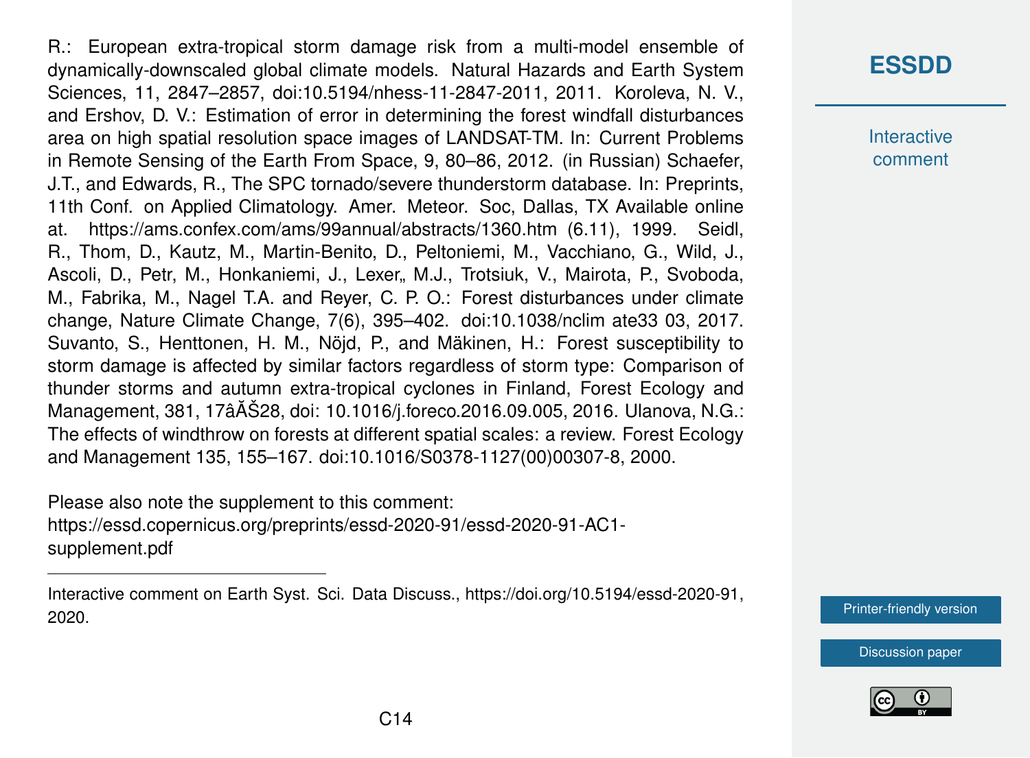R.: European extra-tropical storm damage risk from a multi-model ensemble of dynamically-downscaled global climate models. Natural Hazards and Earth System Sciences, 11, 2847–2857, doi:10.5194/nhess-11-2847-2011, 2011. Koroleva, N. V., and Ershov, D. V.: Estimation of error in determining the forest windfall disturbances area on high spatial resolution space images of LANDSAT-TM. In: Current Problems in Remote Sensing of the Earth From Space, 9, 80–86, 2012. (in Russian) Schaefer, J.T., and Edwards, R., The SPC tornado/severe thunderstorm database. In: Preprints, 11th Conf. on Applied Climatology. Amer. Meteor. Soc, Dallas, TX Available online at. https://ams.confex.com/ams/99annual/abstracts/1360.htm (6.11), 1999. Seidl, R., Thom, D., Kautz, M., Martin-Benito, D., Peltoniemi, M., Vacchiano, G., Wild, J., Ascoli, D., Petr, M., Honkaniemi, J., Lexer„ M.J., Trotsiuk, V., Mairota, P., Svoboda, M., Fabrika, M., Nagel T.A. and Reyer, C. P. O.: Forest disturbances under climate change, Nature Climate Change, 7(6), 395–402. doi:10.1038/nclim ate33 03, 2017. Suvanto, S., Henttonen, H. M., Nöjd, P., and Mäkinen, H.: Forest susceptibility to storm damage is affected by similar factors regardless of storm type: Comparison of thunder storms and autumn extra-tropical cyclones in Finland, Forest Ecology and Management, 381, 17âĂŠ28, doi: 10.1016/j.foreco.2016.09.005, 2016. Ulanova, N.G.: The effects of windthrow on forests at different spatial scales: a review. Forest Ecology and Management 135, 155–167. doi:10.1016/S0378-1127(00)00307-8, 2000.

Please also note the supplement to this comment:
https://essd.copernicus.org/preprints/essd-2020-91/essd-2020-91-AC1-supplement.pdf

---

Interactive comment on Earth Syst. Sci. Data Discuss., https://doi.org/10.5194/essd-2020-91, 2020.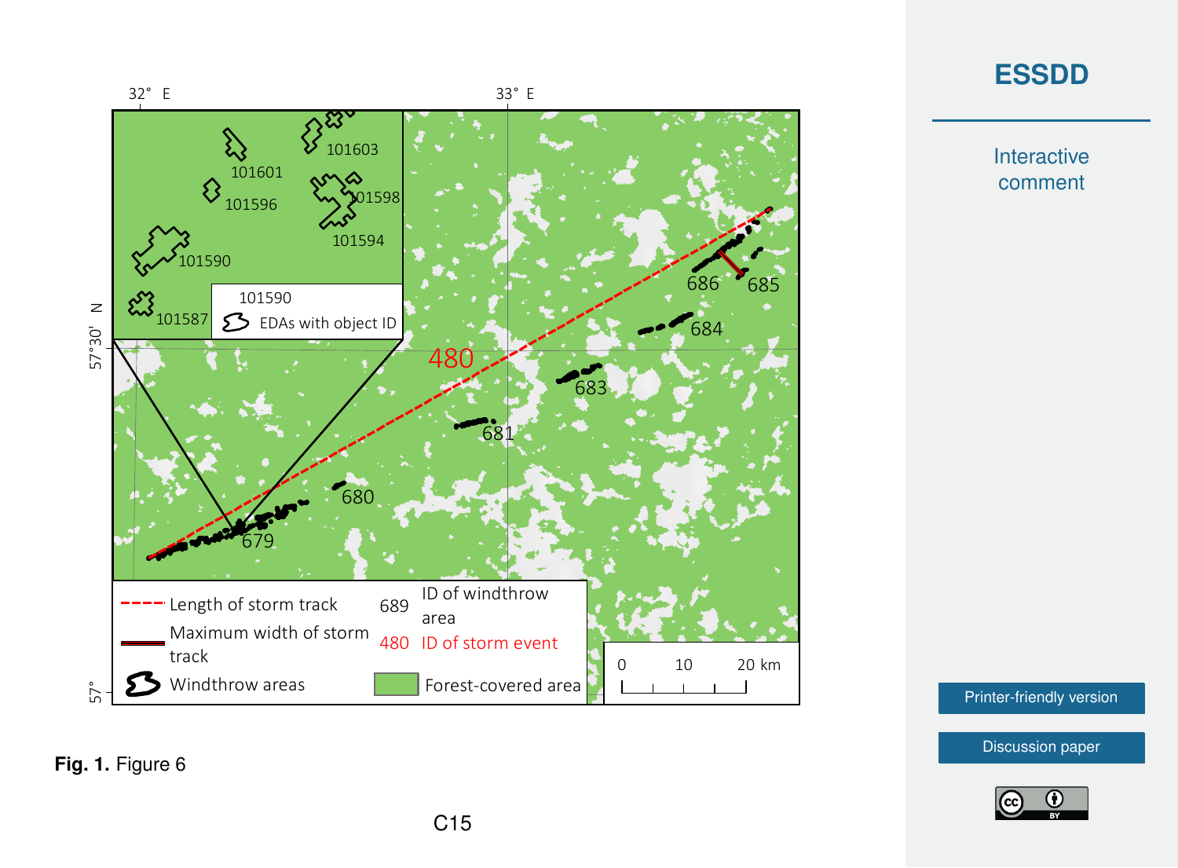32° E

33° E

57°30' N

57°

101603

101601

101598

101596

101594

101590

101587

101590

EDAs with object ID

480

686

685

684

683

681

680

679

Length of storm track

Maximum width of storm track

Windthrow areas

689 ID of windthrow area

480 ID of storm event

Forest-covered area

0 10 20 km

**Fig. 1.** Figure 6